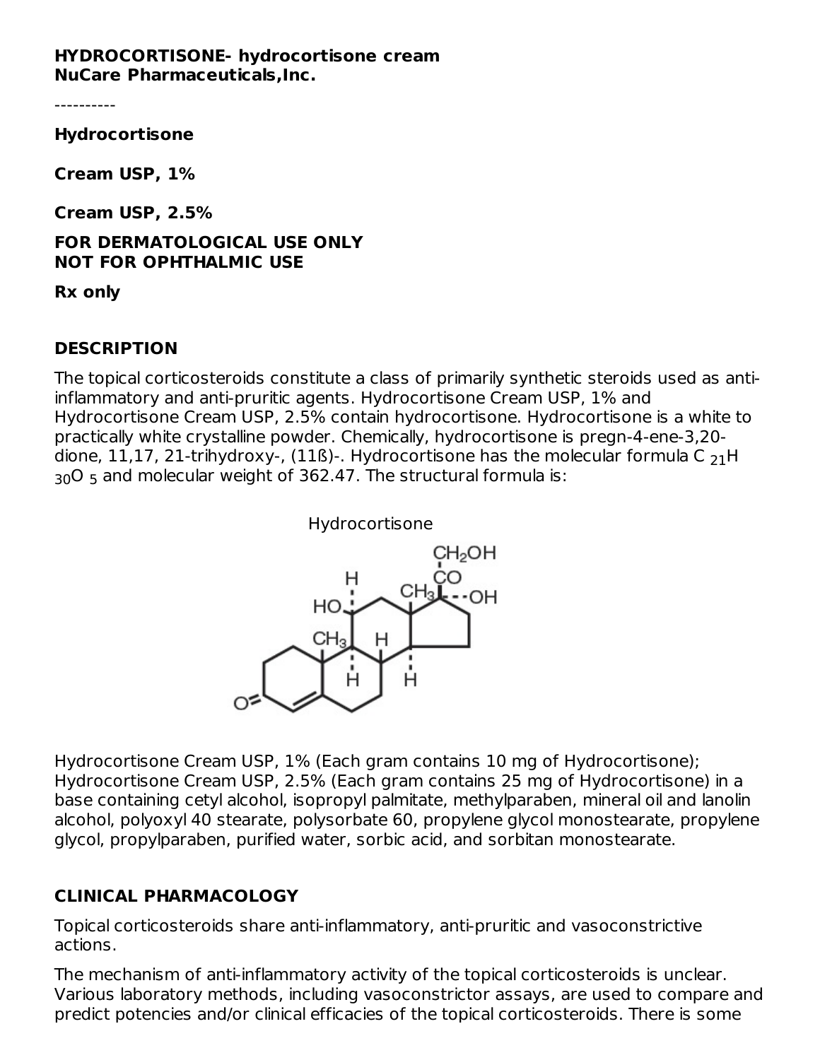**HYDROCORTISONE- hydrocortisone cream**
**NuCare Pharmaceuticals,Inc.**

----------

**Hydrocortisone**

**Cream USP, 1%**

**Cream USP, 2.5%**

**FOR DERMATOLOGICAL USE ONLY**
**NOT FOR OPHTHALMIC USE**

**Rx only**

## DESCRIPTION

The topical corticosteroids constitute a class of primarily synthetic steroids used as anti-inflammatory and anti-pruritic agents. Hydrocortisone Cream USP, 1% and Hydrocortisone Cream USP, 2.5% contain hydrocortisone. Hydrocortisone is a white to practically white crystalline powder. Chemically, hydrocortisone is pregn-4-ene-3,20-dione, 11,17, 21-trihydroxy-, (11ß)-. Hydrocortisone has the molecular formula $C_{21}H_{30}O_5$ and molecular weight of 362.47. The structural formula is:

Hydrocortisone

Hydrocortisone Cream USP, 1% (Each gram contains 10 mg of Hydrocortisone); Hydrocortisone Cream USP, 2.5% (Each gram contains 25 mg of Hydrocortisone) in a base containing cetyl alcohol, isopropyl palmitate, methylparaben, mineral oil and lanolin alcohol, polyoxyl 40 stearate, polysorbate 60, propylene glycol monostearate, propylene glycol, propylparaben, purified water, sorbic acid, and sorbitan monostearate.

## CLINICAL PHARMACOLOGY

Topical corticosteroids share anti-inflammatory, anti-pruritic and vasoconstrictive actions.

The mechanism of anti-inflammatory activity of the topical corticosteroids is unclear. Various laboratory methods, including vasoconstrictor assays, are used to compare and predict potencies and/or clinical efficacies of the topical corticosteroids. There is some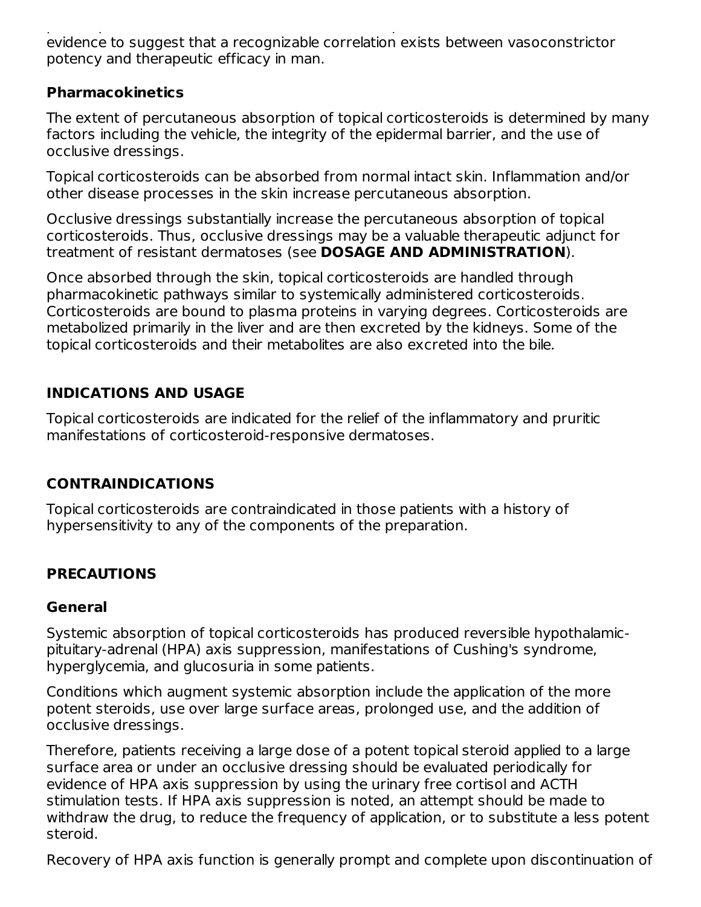evidence to suggest that a recognizable correlation exists between vasoconstrictor potency and therapeutic efficacy in man.

### Pharmacokinetics

The extent of percutaneous absorption of topical corticosteroids is determined by many factors including the vehicle, the integrity of the epidermal barrier, and the use of occlusive dressings.

Topical corticosteroids can be absorbed from normal intact skin. Inflammation and/or other disease processes in the skin increase percutaneous absorption.

Occlusive dressings substantially increase the percutaneous absorption of topical corticosteroids. Thus, occlusive dressings may be a valuable therapeutic adjunct for treatment of resistant dermatoses (see **DOSAGE AND ADMINISTRATION**).

Once absorbed through the skin, topical corticosteroids are handled through pharmacokinetic pathways similar to systemically administered corticosteroids. Corticosteroids are bound to plasma proteins in varying degrees. Corticosteroids are metabolized primarily in the liver and are then excreted by the kidneys. Some of the topical corticosteroids and their metabolites are also excreted into the bile.

## INDICATIONS AND USAGE

Topical corticosteroids are indicated for the relief of the inflammatory and pruritic manifestations of corticosteroid-responsive dermatoses.

## CONTRAINDICATIONS

Topical corticosteroids are contraindicated in those patients with a history of hypersensitivity to any of the components of the preparation.

## PRECAUTIONS

### General

Systemic absorption of topical corticosteroids has produced reversible hypothalamic-pituitary-adrenal (HPA) axis suppression, manifestations of Cushing's syndrome, hyperglycemia, and glucosuria in some patients.

Conditions which augment systemic absorption include the application of the more potent steroids, use over large surface areas, prolonged use, and the addition of occlusive dressings.

Therefore, patients receiving a large dose of a potent topical steroid applied to a large surface area or under an occlusive dressing should be evaluated periodically for evidence of HPA axis suppression by using the urinary free cortisol and ACTH stimulation tests. If HPA axis suppression is noted, an attempt should be made to withdraw the drug, to reduce the frequency of application, or to substitute a less potent steroid.

Recovery of HPA axis function is generally prompt and complete upon discontinuation of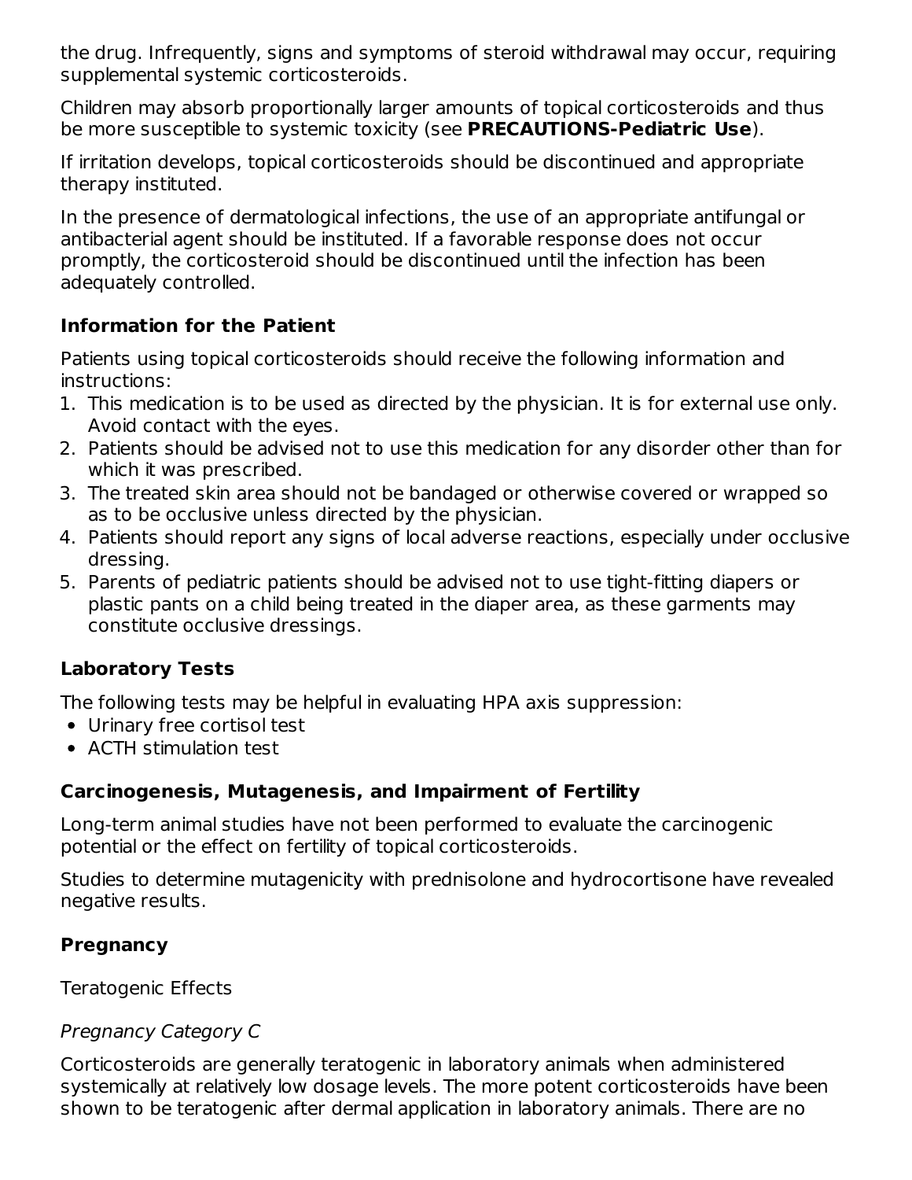the drug. Infrequently, signs and symptoms of steroid withdrawal may occur, requiring supplemental systemic corticosteroids.

Children may absorb proportionally larger amounts of topical corticosteroids and thus be more susceptible to systemic toxicity (see **PRECAUTIONS-Pediatric Use**).

If irritation develops, topical corticosteroids should be discontinued and appropriate therapy instituted.

In the presence of dermatological infections, the use of an appropriate antifungal or antibacterial agent should be instituted. If a favorable response does not occur promptly, the corticosteroid should be discontinued until the infection has been adequately controlled.

### Information for the Patient

Patients using topical corticosteroids should receive the following information and instructions:

1. This medication is to be used as directed by the physician. It is for external use only. Avoid contact with the eyes.
2. Patients should be advised not to use this medication for any disorder other than for which it was prescribed.
3. The treated skin area should not be bandaged or otherwise covered or wrapped so as to be occlusive unless directed by the physician.
4. Patients should report any signs of local adverse reactions, especially under occlusive dressing.
5. Parents of pediatric patients should be advised not to use tight-fitting diapers or plastic pants on a child being treated in the diaper area, as these garments may constitute occlusive dressings.

### Laboratory Tests

The following tests may be helpful in evaluating HPA axis suppression:

- Urinary free cortisol test
- ACTH stimulation test

### Carcinogenesis, Mutagenesis, and Impairment of Fertility

Long-term animal studies have not been performed to evaluate the carcinogenic potential or the effect on fertility of topical corticosteroids.

Studies to determine mutagenicity with prednisolone and hydrocortisone have revealed negative results.

### Pregnancy

Teratogenic Effects

*Pregnancy Category C*

Corticosteroids are generally teratogenic in laboratory animals when administered systemically at relatively low dosage levels. The more potent corticosteroids have been shown to be teratogenic after dermal application in laboratory animals. There are no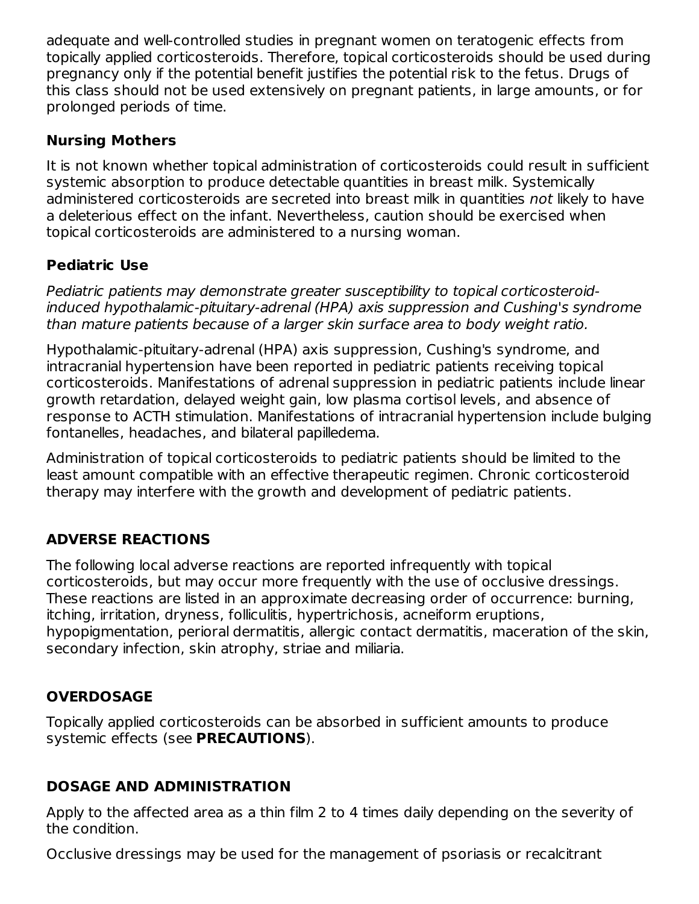adequate and well-controlled studies in pregnant women on teratogenic effects from topically applied corticosteroids. Therefore, topical corticosteroids should be used during pregnancy only if the potential benefit justifies the potential risk to the fetus. Drugs of this class should not be used extensively on pregnant patients, in large amounts, or for prolonged periods of time.

### Nursing Mothers

It is not known whether topical administration of corticosteroids could result in sufficient systemic absorption to produce detectable quantities in breast milk. Systemically administered corticosteroids are secreted into breast milk in quantities *not* likely to have a deleterious effect on the infant. Nevertheless, caution should be exercised when topical corticosteroids are administered to a nursing woman.

### Pediatric Use

*Pediatric patients may demonstrate greater susceptibility to topical corticosteroid-induced hypothalamic-pituitary-adrenal (HPA) axis suppression and Cushing's syndrome than mature patients because of a larger skin surface area to body weight ratio.*

Hypothalamic-pituitary-adrenal (HPA) axis suppression, Cushing's syndrome, and intracranial hypertension have been reported in pediatric patients receiving topical corticosteroids. Manifestations of adrenal suppression in pediatric patients include linear growth retardation, delayed weight gain, low plasma cortisol levels, and absence of response to ACTH stimulation. Manifestations of intracranial hypertension include bulging fontanelles, headaches, and bilateral papilledema.

Administration of topical corticosteroids to pediatric patients should be limited to the least amount compatible with an effective therapeutic regimen. Chronic corticosteroid therapy may interfere with the growth and development of pediatric patients.

## ADVERSE REACTIONS

The following local adverse reactions are reported infrequently with topical corticosteroids, but may occur more frequently with the use of occlusive dressings. These reactions are listed in an approximate decreasing order of occurrence: burning, itching, irritation, dryness, folliculitis, hypertrichosis, acneiform eruptions, hypopigmentation, perioral dermatitis, allergic contact dermatitis, maceration of the skin, secondary infection, skin atrophy, striae and miliaria.

## OVERDOSAGE

Topically applied corticosteroids can be absorbed in sufficient amounts to produce systemic effects (see **PRECAUTIONS**).

## DOSAGE AND ADMINISTRATION

Apply to the affected area as a thin film 2 to 4 times daily depending on the severity of the condition.

Occlusive dressings may be used for the management of psoriasis or recalcitrant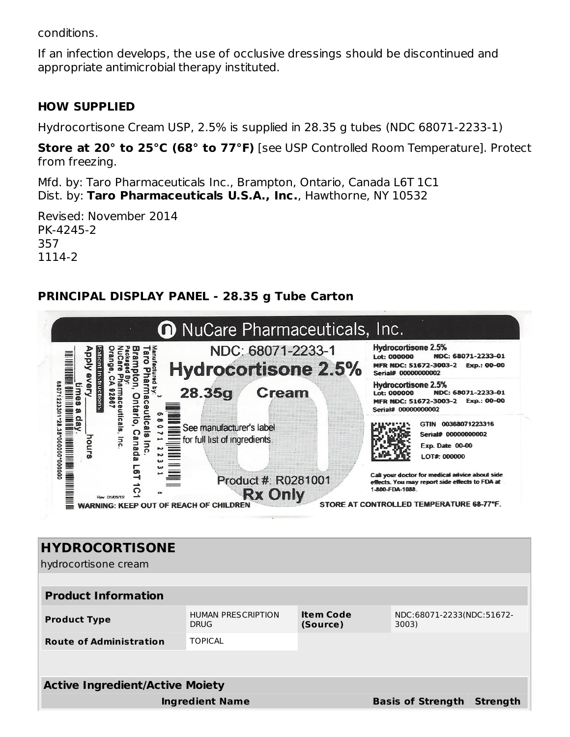conditions.

If an infection develops, the use of occlusive dressings should be discontinued and appropriate antimicrobial therapy instituted.

## HOW SUPPLIED

Hydrocortisone Cream USP, 2.5% is supplied in 28.35 g tubes (NDC 68071-2233-1)

**Store at 20° to 25°C (68° to 77°F)** [see USP Controlled Room Temperature]. Protect from freezing.

Mfd. by: Taro Pharmaceuticals Inc., Brampton, Ontario, Canada L6T 1C1
Dist. by: **Taro Pharmaceuticals U.S.A., Inc.**, Hawthorne, NY 10532

Revised: November 2014
PK-4245-2
357
1114-2

## PRINCIPAL DISPLAY PANEL - 28.35 g Tube Carton

NuCare Pharmaceuticals, Inc.

NDC: 68071-2233-1
Hydrocortisone 2.5%
28.35g Cream
See manufacturer's label for full list of ingredients.
Product #: R0281001
Rx Only

Manufactured by: Taro Pharmaceuticals Inc. Brampton, Ontario, Canada L6T 1C1
Packaged By: NuCare Pharmaceuticals, Inc. Orange, CA 92867

Patient Instructions:
Apply every ____ hours ____ times a day.

Rev 01/01/19

WARNING: KEEP OUT OF REACH OF CHILDREN

Hydrocortisone 2.5%
Lot: 000000 NDC: 68071-2233-01
MFR NDC: 51672-3003-2 Exp.: 00-00
Serial# 00000000002

Hydrocortisone 2.5%
Lot: 000000 NDC: 68071-2233-01
MFR NDC: 51672-3003-2 Exp.: 00-00
Serial# 00000000002

GTIN 00368071223316
Serial# 00000000002
Exp. Date 00-00
LOT#: 000000

Call your doctor for medical advice about side effects. You may report side effects to FDA at 1-800-FDA-1088.

STORE AT CONTROLLED TEMPERATURE 68-77°F.

| HYDROCORTISONE | | | |
|---|---|---|---|
| hydrocortisone cream | | | |

| Product Information | | | |
|---|---|---|---|
| **Product Type** | HUMAN PRESCRIPTION DRUG | **Item Code (Source)** | NDC:68071-2233(NDC:51672-3003) |
| **Route of Administration** | TOPICAL | | |

| Active Ingredient/Active Moiety | | |
|---|---|---|
| **Ingredient Name** | **Basis of Strength** | **Strength** |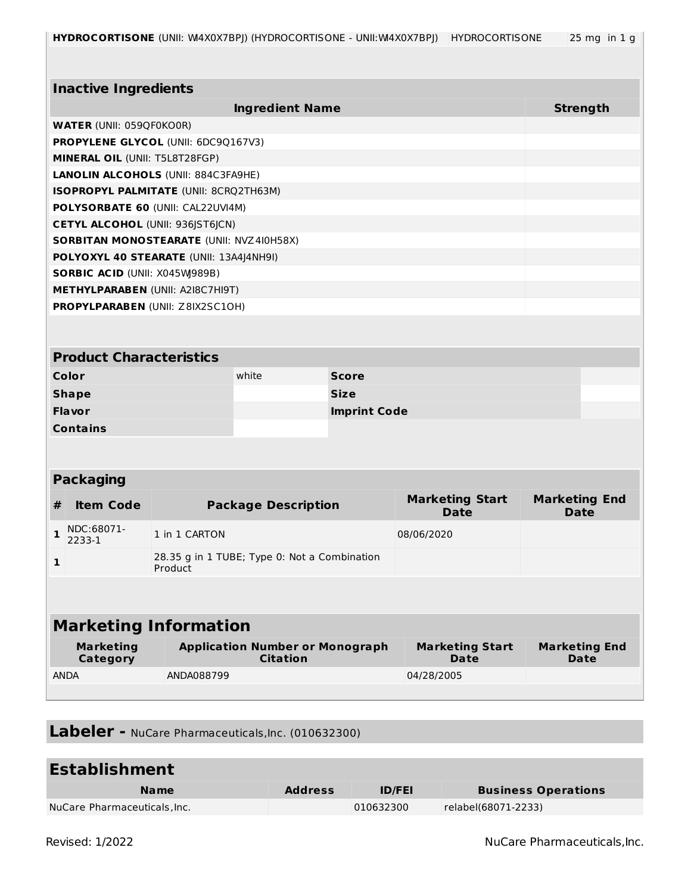| | | | |
|---|---|---|---|
| **HYDROCORTISONE** (UNII: WI4X0X7BPJ) (HYDROCORTISONE - UNII:WI4X0X7BPJ) | HYDROCORTISONE | 25 mg in 1 g |

## Inactive Ingredients

| Ingredient Name | Strength |
|---|---|
| **WATER** (UNII: 059QF0KO0R) | |
| **PROPYLENE GLYCOL** (UNII: 6DC9Q167V3) | |
| **MINERAL OIL** (UNII: T5L8T28FGP) | |
| **LANOLIN ALCOHOLS** (UNII: 884C3FA9HE) | |
| **ISOPROPYL PALMITATE** (UNII: 8CRQ2TH63M) | |
| **POLYSORBATE 60** (UNII: CAL22UVI4M) | |
| **CETYL ALCOHOL** (UNII: 936JST6JCN) | |
| **SORBITAN MONOSTEARATE** (UNII: NVZ4I0H58X) | |
| **POLYOXYL 40 STEARATE** (UNII: 13A4J4NH9I) | |
| **SORBIC ACID** (UNII: X045WJ989B) | |
| **METHYLPARABEN** (UNII: A2I8C7HI9T) | |
| **PROPYLPARABEN** (UNII: Z8IX2SC1OH) | |

## Product Characteristics

| | | | |
|---|---|---|---|
| **Color** | white | **Score** | |
| **Shape** | | **Size** | |
| **Flavor** | | **Imprint Code** | |
| **Contains** | | | |

## Packaging

| # | Item Code | Package Description | Marketing Start Date | Marketing End Date |
|---|---|---|---|---|
| 1 | NDC:68071-2233-1 | 1 in 1 CARTON | 08/06/2020 | |
| 1 | | 28.35 g in 1 TUBE; Type 0: Not a Combination Product | | |

## Marketing Information

| Marketing Category | Application Number or Monograph Citation | Marketing Start Date | Marketing End Date |
|---|---|---|---|
| ANDA | ANDA088799 | 04/28/2005 | |

## Labeler - NuCare Pharmaceuticals,Inc. (010632300)

## Establishment

| Name | Address | ID/FEI | Business Operations |
|---|---|---|---|
| NuCare Pharmaceuticals,Inc. | | 010632300 | relabel(68071-2233) |

Revised: 1/2022

NuCare Pharmaceuticals,Inc.